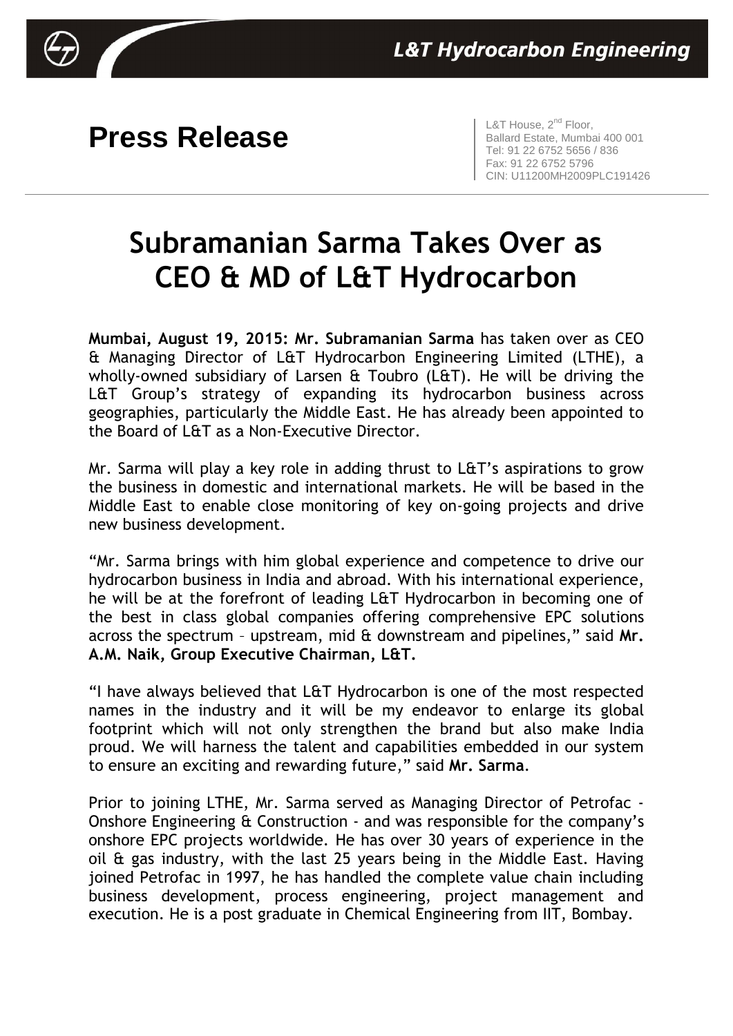L&T Hydrocarbon Engineering

# Press Release

L&T House, 2nd Floor,
Ballard Estate, Mumbai 400 001
Tel: 91 22 6752 5656 / 836
Fax: 91 22 6752 5796
CIN: U11200MH2009PLC191426

## Subramanian Sarma Takes Over as CEO & MD of L&T Hydrocarbon

**Mumbai, August 19, 2015: Mr. Subramanian Sarma** has taken over as CEO & Managing Director of L&T Hydrocarbon Engineering Limited (LTHE), a wholly-owned subsidiary of Larsen & Toubro (L&T). He will be driving the L&T Group's strategy of expanding its hydrocarbon business across geographies, particularly the Middle East. He has already been appointed to the Board of L&T as a Non-Executive Director.

Mr. Sarma will play a key role in adding thrust to L&T's aspirations to grow the business in domestic and international markets. He will be based in the Middle East to enable close monitoring of key on-going projects and drive new business development.

"Mr. Sarma brings with him global experience and competence to drive our hydrocarbon business in India and abroad. With his international experience, he will be at the forefront of leading L&T Hydrocarbon in becoming one of the best in class global companies offering comprehensive EPC solutions across the spectrum – upstream, mid & downstream and pipelines," said **Mr. A.M. Naik, Group Executive Chairman, L&T.**

"I have always believed that L&T Hydrocarbon is one of the most respected names in the industry and it will be my endeavor to enlarge its global footprint which will not only strengthen the brand but also make India proud. We will harness the talent and capabilities embedded in our system to ensure an exciting and rewarding future," said **Mr. Sarma**.

Prior to joining LTHE, Mr. Sarma served as Managing Director of Petrofac - Onshore Engineering & Construction - and was responsible for the company's onshore EPC projects worldwide. He has over 30 years of experience in the oil & gas industry, with the last 25 years being in the Middle East. Having joined Petrofac in 1997, he has handled the complete value chain including business development, process engineering, project management and execution. He is a post graduate in Chemical Engineering from IIT, Bombay.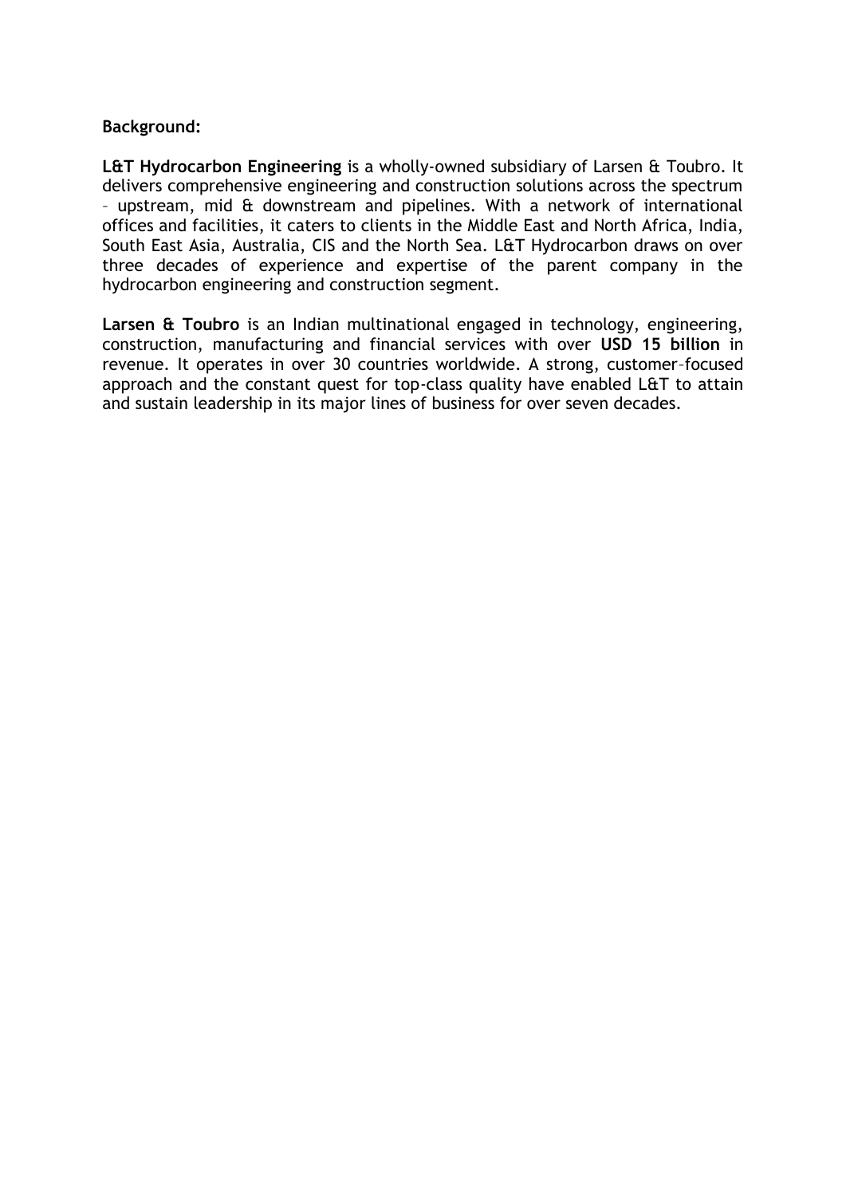**Background:**

**L&T Hydrocarbon Engineering** is a wholly-owned subsidiary of Larsen & Toubro. It delivers comprehensive engineering and construction solutions across the spectrum – upstream, mid & downstream and pipelines. With a network of international offices and facilities, it caters to clients in the Middle East and North Africa, India, South East Asia, Australia, CIS and the North Sea. L&T Hydrocarbon draws on over three decades of experience and expertise of the parent company in the hydrocarbon engineering and construction segment.

**Larsen & Toubro** is an Indian multinational engaged in technology, engineering, construction, manufacturing and financial services with over **USD 15 billion** in revenue. It operates in over 30 countries worldwide. A strong, customer–focused approach and the constant quest for top-class quality have enabled L&T to attain and sustain leadership in its major lines of business for over seven decades.